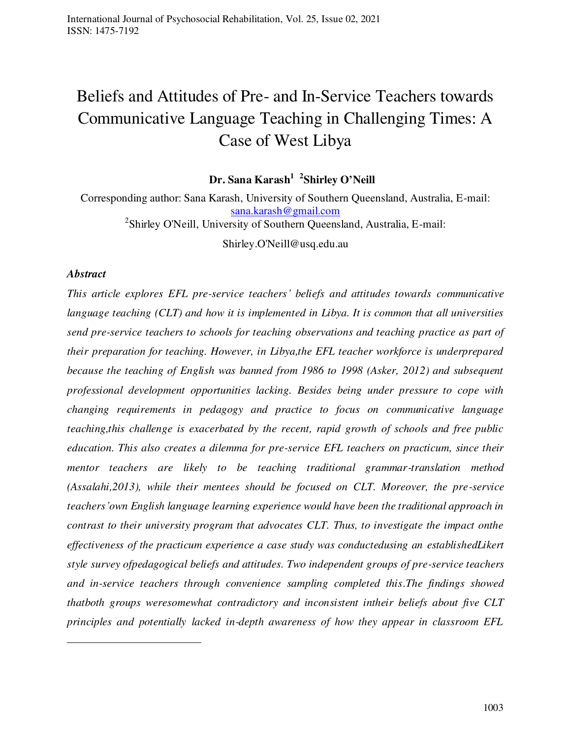# Beliefs and Attitudes of Pre- and In-Service Teachers towards Communicative Language Teaching in Challenging Times: A Case of West Libya

**Dr. Sana Karash[1] [2]Shirley O'Neill**

Corresponding author: Sana Karash, University of Southern Queensland, Australia, E-mail: sana.karash@gmail.com

[2]Shirley O'Neill, University of Southern Queensland, Australia, E-mail:

Shirley.O'Neill@usq.edu.au

***Abstract***

*This article explores EFL pre-service teachers' beliefs and attitudes towards communicative language teaching (CLT) and how it is implemented in Libya. It is common that all universities send pre-service teachers to schools for teaching observations and teaching practice as part of their preparation for teaching. However, in Libya,the EFL teacher workforce is underprepared because the teaching of English was banned from 1986 to 1998 (Asker, 2012) and subsequent professional development opportunities lacking. Besides being under pressure to cope with changing requirements in pedagogy and practice to focus on communicative language teaching,this challenge is exacerbated by the recent, rapid growth of schools and free public education. This also creates a dilemma for pre-service EFL teachers on practicum, since their mentor teachers are likely to be teaching traditional grammar-translation method (Assalahi,2013), while their mentees should be focused on CLT. Moreover, the pre-service teachers'own English language learning experience would have been the traditional approach in contrast to their university program that advocates CLT. Thus, to investigate the impact onthe effectiveness of the practicum experience a case study was conductedusing an establishedLikert style survey ofpedagogical beliefs and attitudes. Two independent groups of pre-service teachers and in-service teachers through convenience sampling completed this.The findings showed thatboth groups weresomewhat contradictory and inconsistent intheir beliefs about five CLT principles and potentially lacked in-depth awareness of how they appear in classroom EFL*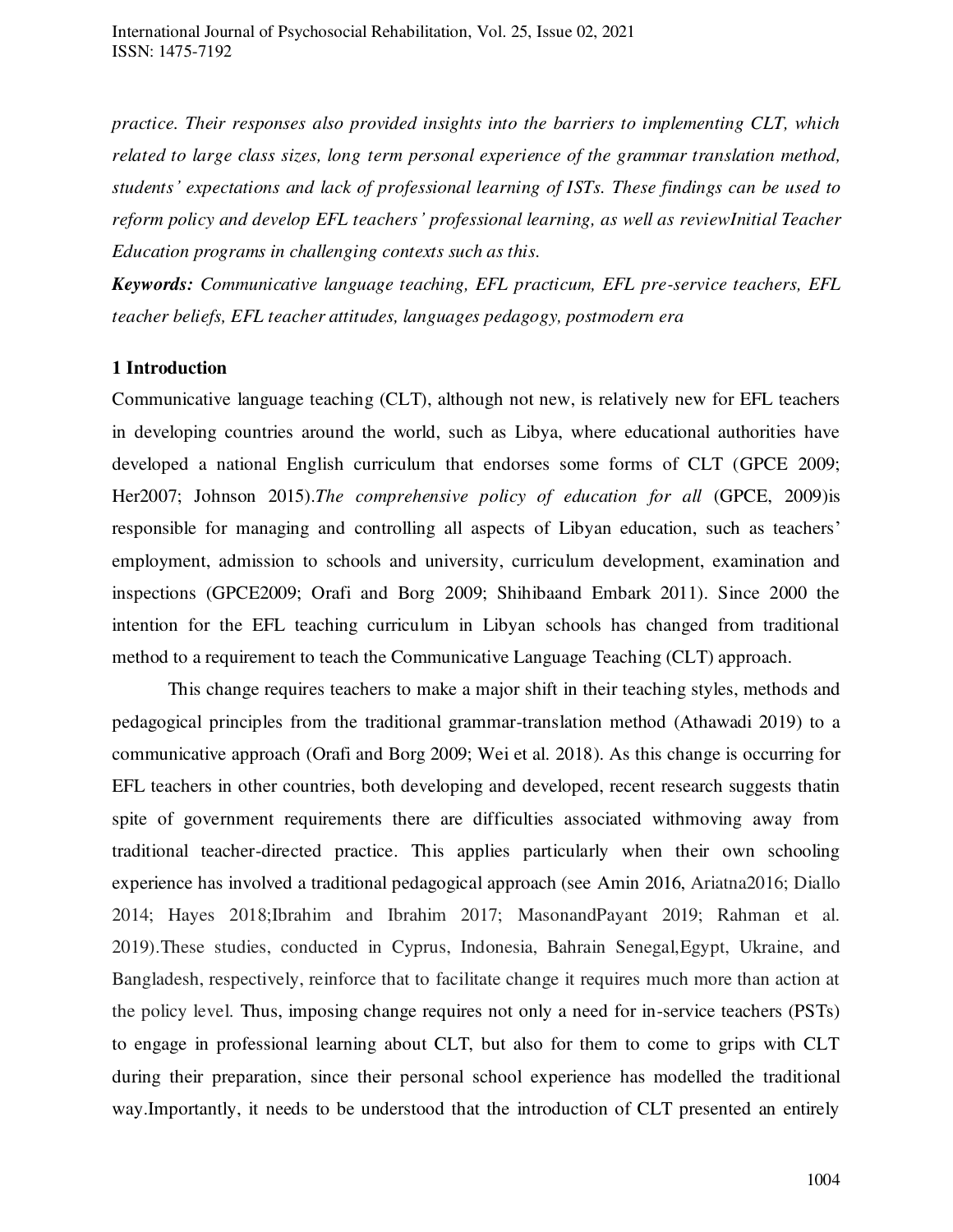*practice. Their responses also provided insights into the barriers to implementing CLT, which related to large class sizes, long term personal experience of the grammar translation method, students' expectations and lack of professional learning of ISTs. These findings can be used to reform policy and develop EFL teachers' professional learning, as well as reviewInitial Teacher Education programs in challenging contexts such as this.*

***Keywords:*** *Communicative language teaching, EFL practicum, EFL pre-service teachers, EFL teacher beliefs, EFL teacher attitudes, languages pedagogy, postmodern era*

## 1 Introduction

Communicative language teaching (CLT), although not new, is relatively new for EFL teachers in developing countries around the world, such as Libya, where educational authorities have developed a national English curriculum that endorses some forms of CLT (GPCE 2009; Her2007; Johnson 2015).*The comprehensive policy of education for all* (GPCE, 2009)is responsible for managing and controlling all aspects of Libyan education, such as teachers' employment, admission to schools and university, curriculum development, examination and inspections (GPCE2009; Orafi and Borg 2009; Shihibaand Embark 2011). Since 2000 the intention for the EFL teaching curriculum in Libyan schools has changed from traditional method to a requirement to teach the Communicative Language Teaching (CLT) approach.

This change requires teachers to make a major shift in their teaching styles, methods and pedagogical principles from the traditional grammar-translation method (Athawadi 2019) to a communicative approach (Orafi and Borg 2009; Wei et al. 2018). As this change is occurring for EFL teachers in other countries, both developing and developed, recent research suggests thatin spite of government requirements there are difficulties associated withmoving away from traditional teacher-directed practice. This applies particularly when their own schooling experience has involved a traditional pedagogical approach (see Amin 2016, Ariatna2016; Diallo 2014; Hayes 2018;Ibrahim and Ibrahim 2017; MasonandPayant 2019; Rahman et al. 2019).These studies, conducted in Cyprus, Indonesia, Bahrain Senegal,Egypt, Ukraine, and Bangladesh, respectively, reinforce that to facilitate change it requires much more than action at the policy level. Thus, imposing change requires not only a need for in-service teachers (PSTs) to engage in professional learning about CLT, but also for them to come to grips with CLT during their preparation, since their personal school experience has modelled the traditional way.Importantly, it needs to be understood that the introduction of CLT presented an entirely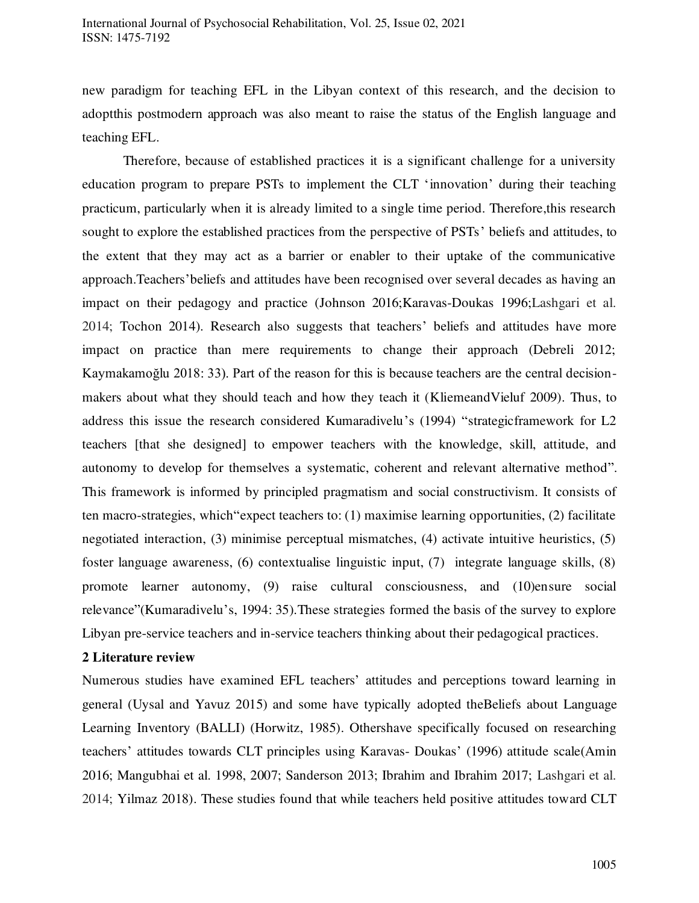new paradigm for teaching EFL in the Libyan context of this research, and the decision to adoptthis postmodern approach was also meant to raise the status of the English language and teaching EFL.

Therefore, because of established practices it is a significant challenge for a university education program to prepare PSTs to implement the CLT 'innovation' during their teaching practicum, particularly when it is already limited to a single time period. Therefore,this research sought to explore the established practices from the perspective of PSTs' beliefs and attitudes, to the extent that they may act as a barrier or enabler to their uptake of the communicative approach.Teachers'beliefs and attitudes have been recognised over several decades as having an impact on their pedagogy and practice (Johnson 2016;Karavas-Doukas 1996;Lashgari et al. 2014; Tochon 2014). Research also suggests that teachers' beliefs and attitudes have more impact on practice than mere requirements to change their approach (Debreli 2012; Kaymakamoğlu 2018: 33). Part of the reason for this is because teachers are the central decision-makers about what they should teach and how they teach it (KliemeandVieluf 2009). Thus, to address this issue the research considered Kumaradivelu's (1994) "strategicframework for L2 teachers [that she designed] to empower teachers with the knowledge, skill, attitude, and autonomy to develop for themselves a systematic, coherent and relevant alternative method". This framework is informed by principled pragmatism and social constructivism. It consists of ten macro-strategies, which"expect teachers to: (1) maximise learning opportunities, (2) facilitate negotiated interaction, (3) minimise perceptual mismatches, (4) activate intuitive heuristics, (5) foster language awareness, (6) contextualise linguistic input, (7) integrate language skills, (8) promote learner autonomy, (9) raise cultural consciousness, and (10)ensure social relevance"(Kumaradivelu's, 1994: 35).These strategies formed the basis of the survey to explore Libyan pre-service teachers and in-service teachers thinking about their pedagogical practices.

## 2 Literature review

Numerous studies have examined EFL teachers' attitudes and perceptions toward learning in general (Uysal and Yavuz 2015) and some have typically adopted theBeliefs about Language Learning Inventory (BALLI) (Horwitz, 1985). Othershave specifically focused on researching teachers' attitudes towards CLT principles using Karavas- Doukas' (1996) attitude scale(Amin 2016; Mangubhai et al. 1998, 2007; Sanderson 2013; Ibrahim and Ibrahim 2017; Lashgari et al. 2014; Yilmaz 2018). These studies found that while teachers held positive attitudes toward CLT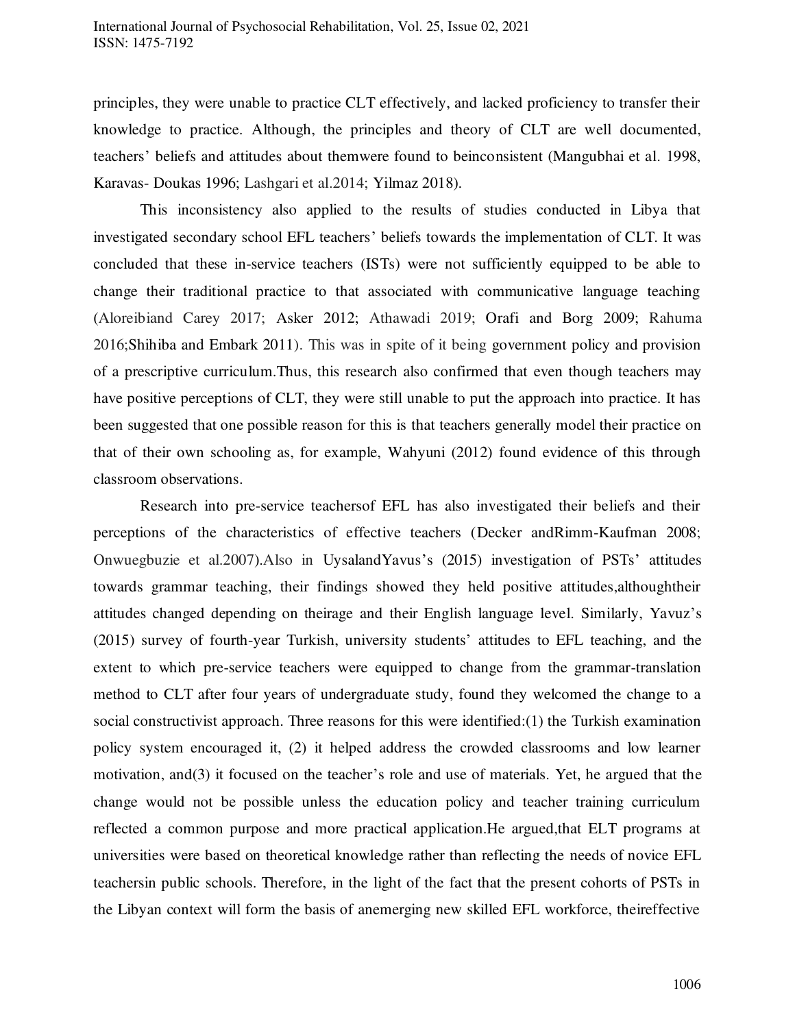principles, they were unable to practice CLT effectively, and lacked proficiency to transfer their knowledge to practice. Although, the principles and theory of CLT are well documented, teachers' beliefs and attitudes about themwere found to beinconsistent (Mangubhai et al. 1998, Karavas- Doukas 1996; Lashgari et al.2014; Yilmaz 2018).

This inconsistency also applied to the results of studies conducted in Libya that investigated secondary school EFL teachers' beliefs towards the implementation of CLT. It was concluded that these in-service teachers (ISTs) were not sufficiently equipped to be able to change their traditional practice to that associated with communicative language teaching (Aloreibiand Carey 2017; Asker 2012; Athawadi 2019; Orafi and Borg 2009; Rahuma 2016;Shihiba and Embark 2011). This was in spite of it being government policy and provision of a prescriptive curriculum.Thus, this research also confirmed that even though teachers may have positive perceptions of CLT, they were still unable to put the approach into practice. It has been suggested that one possible reason for this is that teachers generally model their practice on that of their own schooling as, for example, Wahyuni (2012) found evidence of this through classroom observations.

Research into pre-service teachersof EFL has also investigated their beliefs and their perceptions of the characteristics of effective teachers (Decker andRimm-Kaufman 2008; Onwuegbuzie et al.2007).Also in UysalandYavus's (2015) investigation of PSTs' attitudes towards grammar teaching, their findings showed they held positive attitudes,althoughtheir attitudes changed depending on theirage and their English language level. Similarly, Yavuz's (2015) survey of fourth-year Turkish, university students' attitudes to EFL teaching, and the extent to which pre-service teachers were equipped to change from the grammar-translation method to CLT after four years of undergraduate study, found they welcomed the change to a social constructivist approach. Three reasons for this were identified:(1) the Turkish examination policy system encouraged it, (2) it helped address the crowded classrooms and low learner motivation, and(3) it focused on the teacher's role and use of materials. Yet, he argued that the change would not be possible unless the education policy and teacher training curriculum reflected a common purpose and more practical application.He argued,that ELT programs at universities were based on theoretical knowledge rather than reflecting the needs of novice EFL teachersin public schools. Therefore, in the light of the fact that the present cohorts of PSTs in the Libyan context will form the basis of anemerging new skilled EFL workforce, theireffective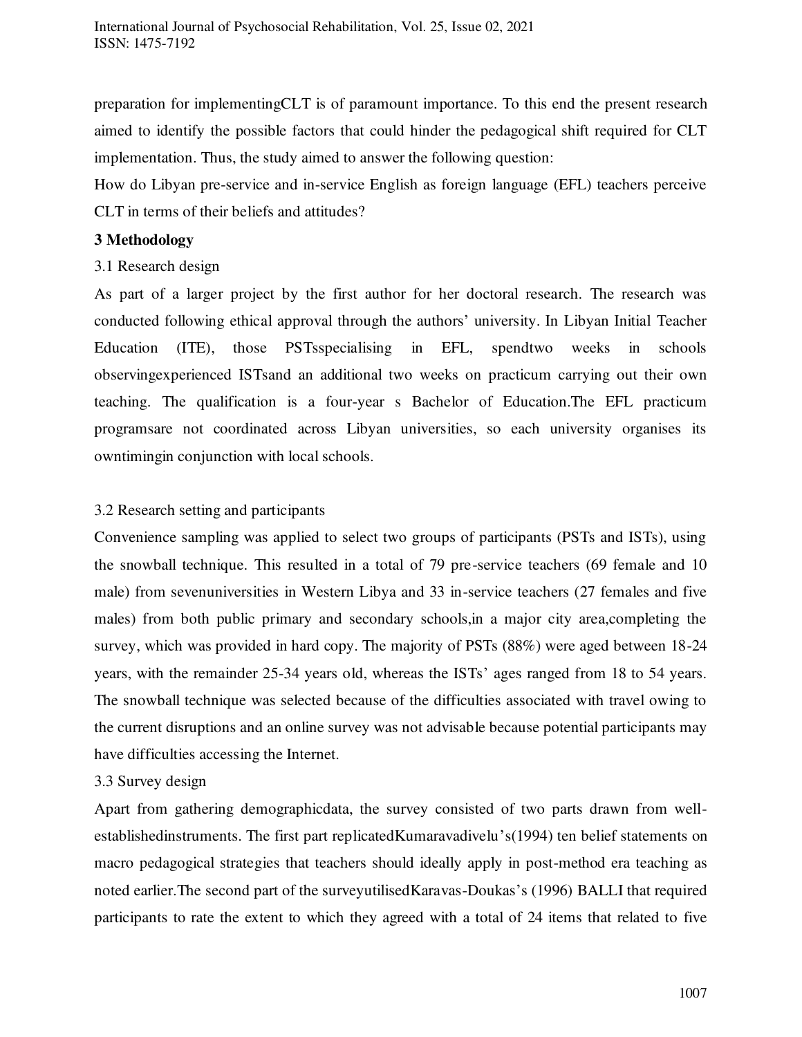preparation for implementingCLT is of paramount importance. To this end the present research aimed to identify the possible factors that could hinder the pedagogical shift required for CLT implementation. Thus, the study aimed to answer the following question:

How do Libyan pre-service and in-service English as foreign language (EFL) teachers perceive CLT in terms of their beliefs and attitudes?

## 3 Methodology

### 3.1 Research design

As part of a larger project by the first author for her doctoral research. The research was conducted following ethical approval through the authors' university. In Libyan Initial Teacher Education (ITE), those PSTsspecialising in EFL, spendtwo weeks in schools observingexperienced ISTsand an additional two weeks on practicum carrying out their own teaching. The qualification is a four-year s Bachelor of Education.The EFL practicum programsare not coordinated across Libyan universities, so each university organises its owntimingin conjunction with local schools.

### 3.2 Research setting and participants

Convenience sampling was applied to select two groups of participants (PSTs and ISTs), using the snowball technique. This resulted in a total of 79 pre-service teachers (69 female and 10 male) from sevenuniversities in Western Libya and 33 in-service teachers (27 females and five males) from both public primary and secondary schools,in a major city area,completing the survey, which was provided in hard copy. The majority of PSTs (88%) were aged between 18-24 years, with the remainder 25-34 years old, whereas the ISTs' ages ranged from 18 to 54 years. The snowball technique was selected because of the difficulties associated with travel owing to the current disruptions and an online survey was not advisable because potential participants may have difficulties accessing the Internet.

### 3.3 Survey design

Apart from gathering demographicdata, the survey consisted of two parts drawn from well-establishedinstruments. The first part replicatedKumaravadivelu's(1994) ten belief statements on macro pedagogical strategies that teachers should ideally apply in post-method era teaching as noted earlier.The second part of the surveyutilisedKaravas-Doukas's (1996) BALLI that required participants to rate the extent to which they agreed with a total of 24 items that related to five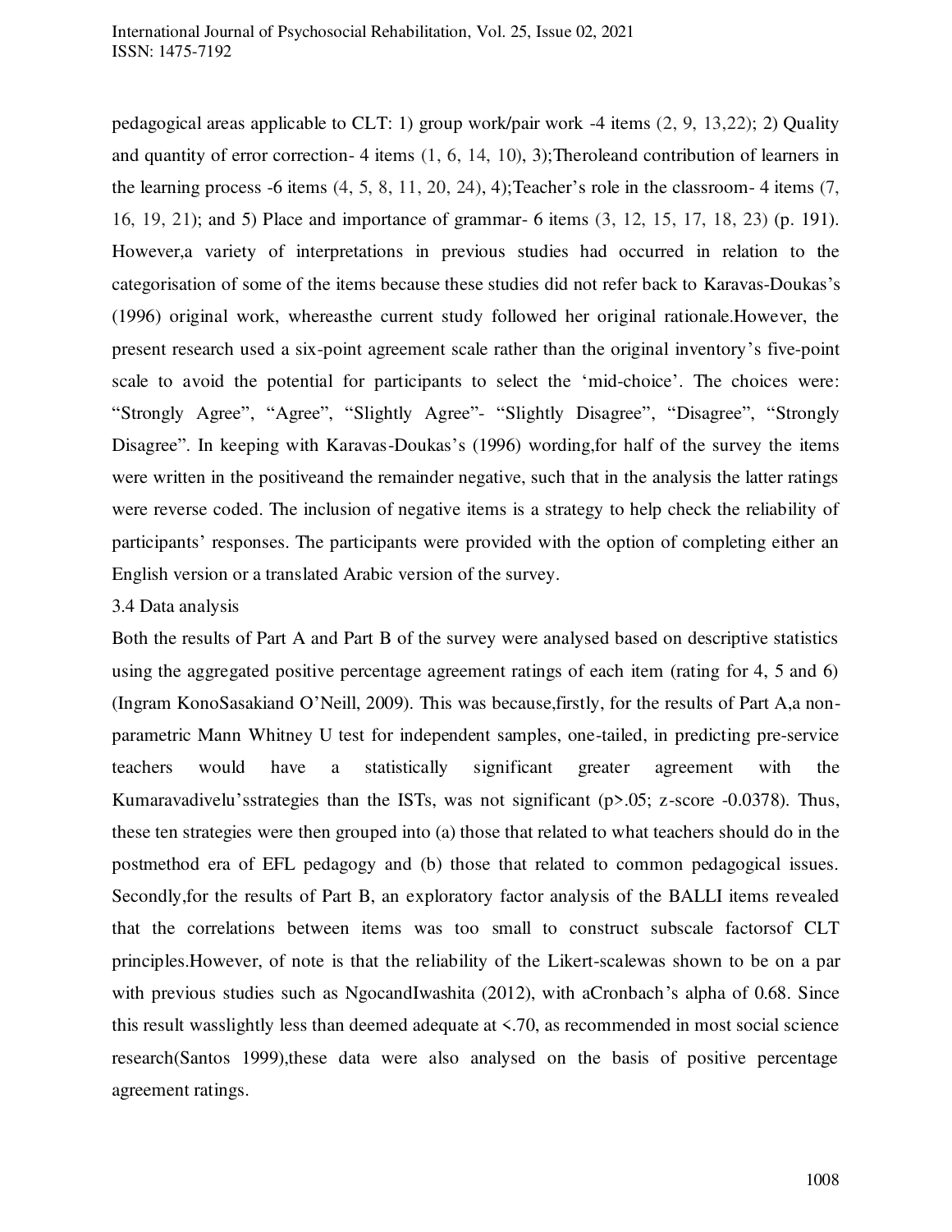pedagogical areas applicable to CLT: 1) group work/pair work -4 items (2, 9, 13,22); 2) Quality and quantity of error correction- 4 items (1, 6, 14, 10), 3);Theroleand contribution of learners in the learning process -6 items (4, 5, 8, 11, 20, 24), 4);Teacher's role in the classroom- 4 items (7, 16, 19, 21); and 5) Place and importance of grammar- 6 items (3, 12, 15, 17, 18, 23) (p. 191). However,a variety of interpretations in previous studies had occurred in relation to the categorisation of some of the items because these studies did not refer back to Karavas-Doukas's (1996) original work, whereasthe current study followed her original rationale.However, the present research used a six-point agreement scale rather than the original inventory's five-point scale to avoid the potential for participants to select the 'mid-choice'. The choices were: "Strongly Agree", "Agree", "Slightly Agree"- "Slightly Disagree", "Disagree", "Strongly Disagree". In keeping with Karavas-Doukas's (1996) wording,for half of the survey the items were written in the positiveand the remainder negative, such that in the analysis the latter ratings were reverse coded. The inclusion of negative items is a strategy to help check the reliability of participants' responses. The participants were provided with the option of completing either an English version or a translated Arabic version of the survey.

3.4 Data analysis

Both the results of Part A and Part B of the survey were analysed based on descriptive statistics using the aggregated positive percentage agreement ratings of each item (rating for 4, 5 and 6) (Ingram KonoSasakiand O'Neill, 2009). This was because,firstly, for the results of Part A,a non-parametric Mann Whitney U test for independent samples, one-tailed, in predicting pre-service teachers would have a statistically significant greater agreement with the Kumaravadivelu'sstrategies than the ISTs, was not significant ($p>.05$; z-score -0.0378). Thus, these ten strategies were then grouped into (a) those that related to what teachers should do in the postmethod era of EFL pedagogy and (b) those that related to common pedagogical issues. Secondly,for the results of Part B, an exploratory factor analysis of the BALLI items revealed that the correlations between items was too small to construct subscale factorsof CLT principles.However, of note is that the reliability of the Likert-scalewas shown to be on a par with previous studies such as NgocandIwashita (2012), with aCronbach's alpha of 0.68. Since this result wasslightly less than deemed adequate at <.70, as recommended in most social science research(Santos 1999),these data were also analysed on the basis of positive percentage agreement ratings.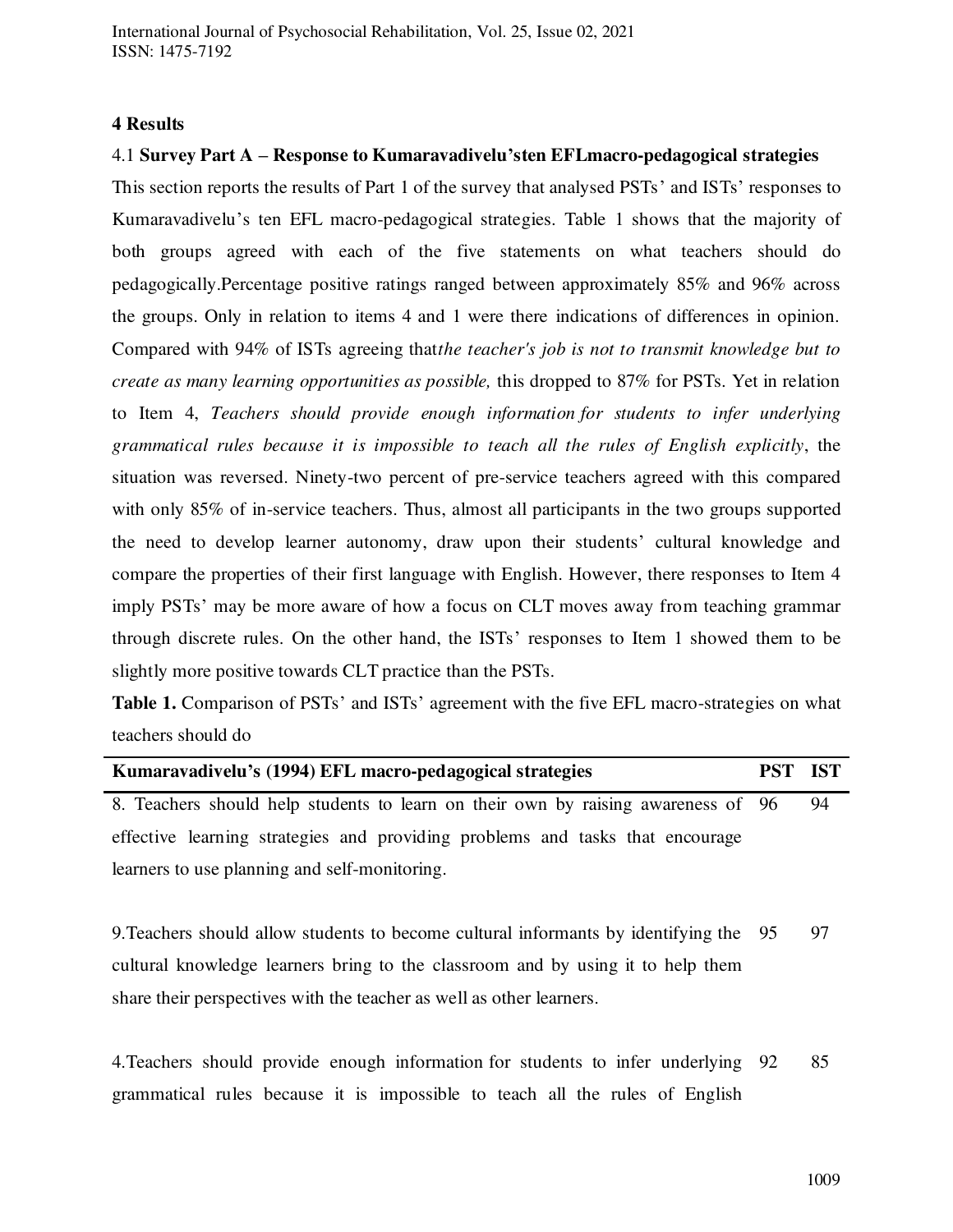## 4 Results

### 4.1 **Survey Part A – Response to Kumaravadivelu'sten EFLmacro-pedagogical strategies**

This section reports the results of Part 1 of the survey that analysed PSTs' and ISTs' responses to Kumaravadivelu's ten EFL macro-pedagogical strategies. Table 1 shows that the majority of both groups agreed with each of the five statements on what teachers should do pedagogically.Percentage positive ratings ranged between approximately 85% and 96% across the groups. Only in relation to items 4 and 1 were there indications of differences in opinion. Compared with 94% of ISTs agreeing that*the teacher's job is not to transmit knowledge but to create as many learning opportunities as possible,* this dropped to 87% for PSTs. Yet in relation to Item 4, *Teachers should provide enough information for students to infer underlying grammatical rules because it is impossible to teach all the rules of English explicitly*, the situation was reversed. Ninety-two percent of pre-service teachers agreed with this compared with only 85% of in-service teachers. Thus, almost all participants in the two groups supported the need to develop learner autonomy, draw upon their students' cultural knowledge and compare the properties of their first language with English. However, there responses to Item 4 imply PSTs' may be more aware of how a focus on CLT moves away from teaching grammar through discrete rules. On the other hand, the ISTs' responses to Item 1 showed them to be slightly more positive towards CLT practice than the PSTs.

**Table 1.** Comparison of PSTs' and ISTs' agreement with the five EFL macro-strategies on what teachers should do

| Kumaravadivelu's (1994) EFL macro-pedagogical strategies | PST | IST |
|---|---|---|
| 8. Teachers should help students to learn on their own by raising awareness of effective learning strategies and providing problems and tasks that encourage learners to use planning and self-monitoring. | 96 | 94 |
| 9.Teachers should allow students to become cultural informants by identifying the cultural knowledge learners bring to the classroom and by using it to help them share their perspectives with the teacher as well as other learners. | 95 | 97 |
| 4.Teachers should provide enough information for students to infer underlying grammatical rules because it is impossible to teach all the rules of English | 92 | 85 |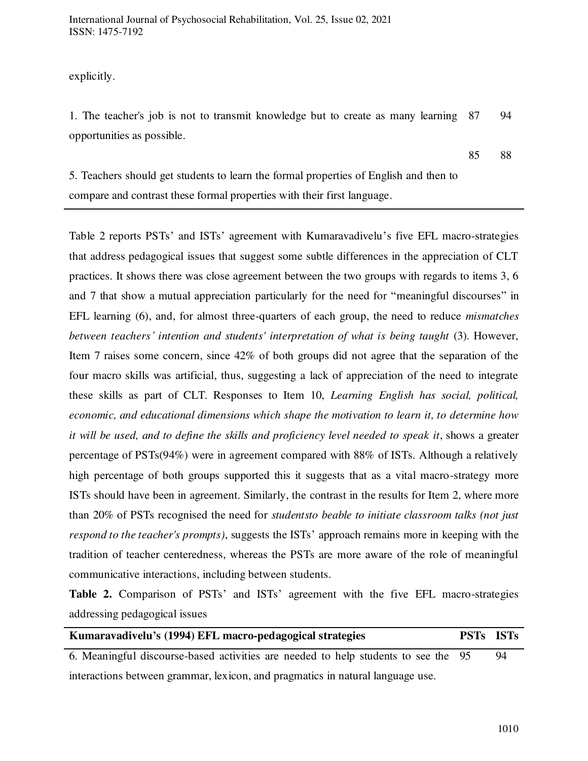explicitly.

| | | |
|---|---|---|
| 1. The teacher's job is not to transmit knowledge but to create as many learning opportunities as possible. | 87 | 94 |
| 5. Teachers should get students to learn the formal properties of English and then to compare and contrast these formal properties with their first language. | 85 | 88 |

Table 2 reports PSTs' and ISTs' agreement with Kumaravadivelu's five EFL macro-strategies that address pedagogical issues that suggest some subtle differences in the appreciation of CLT practices. It shows there was close agreement between the two groups with regards to items 3, 6 and 7 that show a mutual appreciation particularly for the need for "meaningful discourses" in EFL learning (6), and, for almost three-quarters of each group, the need to reduce *mismatches between teachers' intention and students' interpretation of what is being taught* (3). However, Item 7 raises some concern, since 42% of both groups did not agree that the separation of the four macro skills was artificial, thus, suggesting a lack of appreciation of the need to integrate these skills as part of CLT. Responses to Item 10, *Learning English has social, political, economic, and educational dimensions which shape the motivation to learn it, to determine how it will be used, and to define the skills and proficiency level needed to speak it*, shows a greater percentage of PSTs(94%) were in agreement compared with 88% of ISTs. Although a relatively high percentage of both groups supported this it suggests that as a vital macro-strategy more ISTs should have been in agreement. Similarly, the contrast in the results for Item 2, where more than 20% of PSTs recognised the need for *studentsto beable to initiate classroom talks (not just respond to the teacher's prompts)*, suggests the ISTs' approach remains more in keeping with the tradition of teacher centeredness, whereas the PSTs are more aware of the role of meaningful communicative interactions, including between students.

**Table 2.** Comparison of PSTs' and ISTs' agreement with the five EFL macro-strategies addressing pedagogical issues

| Kumaravadivelu's (1994) EFL macro-pedagogical strategies | PSTs | ISTs |
|---|---|---|
| 6. Meaningful discourse-based activities are needed to help students to see the interactions between grammar, lexicon, and pragmatics in natural language use. | 95 | 94 |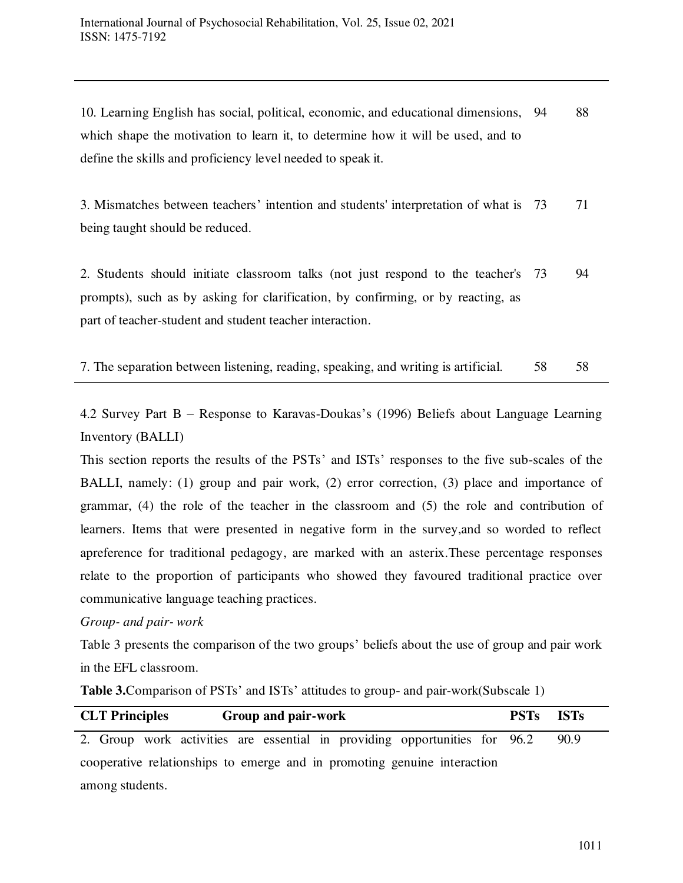| | | |
|---|---|---|
| 10. Learning English has social, political, economic, and educational dimensions, which shape the motivation to learn it, to determine how it will be used, and to define the skills and proficiency level needed to speak it. | 94 | 88 |
| 3. Mismatches between teachers' intention and students' interpretation of what is being taught should be reduced. | 73 | 71 |
| 2. Students should initiate classroom talks (not just respond to the teacher's prompts), such as by asking for clarification, by confirming, or by reacting, as part of teacher-student and student teacher interaction. | 73 | 94 |
| 7. The separation between listening, reading, speaking, and writing is artificial. | 58 | 58 |

4.2 Survey Part B – Response to Karavas-Doukas's (1996) Beliefs about Language Learning Inventory (BALLI)

This section reports the results of the PSTs' and ISTs' responses to the five sub-scales of the BALLI, namely: (1) group and pair work, (2) error correction, (3) place and importance of grammar, (4) the role of the teacher in the classroom and (5) the role and contribution of learners. Items that were presented in negative form in the survey,and so worded to reflect apreference for traditional pedagogy, are marked with an asterix.These percentage responses relate to the proportion of participants who showed they favoured traditional practice over communicative language teaching practices.

*Group- and pair- work*

Table 3 presents the comparison of the two groups' beliefs about the use of group and pair work in the EFL classroom.

**Table 3.**Comparison of PSTs' and ISTs' attitudes to group- and pair-work(Subscale 1)

| **CLT Principles** **Group and pair-work** | **PSTs** | **ISTs** |
|---|---|---|
| 2. Group work activities are essential in providing opportunities for cooperative relationships to emerge and in promoting genuine interaction among students. | 96.2 | 90.9 |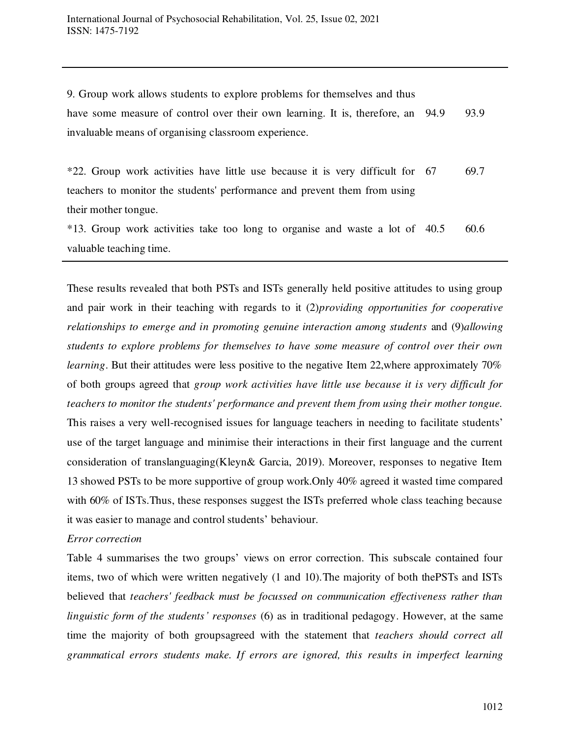| | | |
|---|---|---|
| 9. Group work allows students to explore problems for themselves and thus have some measure of control over their own learning. It is, therefore, an invaluable means of organising classroom experience. | 94.9 | 93.9 |
| *22. Group work activities have little use because it is very difficult for teachers to monitor the students' performance and prevent them from using their mother tongue. | 67 | 69.7 |
| *13. Group work activities take too long to organise and waste a lot of valuable teaching time. | 40.5 | 60.6 |

These results revealed that both PSTs and ISTs generally held positive attitudes to using group and pair work in their teaching with regards to it (2)*providing opportunities for cooperative relationships to emerge and in promoting genuine interaction among students* and (9)*allowing students to explore problems for themselves to have some measure of control over their own learning*. But their attitudes were less positive to the negative Item 22,where approximately 70% of both groups agreed that *group work activities have little use because it is very difficult for teachers to monitor the students' performance and prevent them from using their mother tongue.* This raises a very well-recognised issues for language teachers in needing to facilitate students' use of the target language and minimise their interactions in their first language and the current consideration of translanguaging(Kleyn& Garcia, 2019). Moreover, responses to negative Item 13 showed PSTs to be more supportive of group work.Only 40% agreed it wasted time compared with 60% of ISTs.Thus, these responses suggest the ISTs preferred whole class teaching because it was easier to manage and control students' behaviour.

*Error correction*

Table 4 summarises the two groups' views on error correction. This subscale contained four items, two of which were written negatively (1 and 10).The majority of both thePSTs and ISTs believed that *teachers' feedback must be focussed on communication effectiveness rather than linguistic form of the students' responses* (6) as in traditional pedagogy. However, at the same time the majority of both groupsagreed with the statement that *teachers should correct all grammatical errors students make. If errors are ignored, this results in imperfect learning*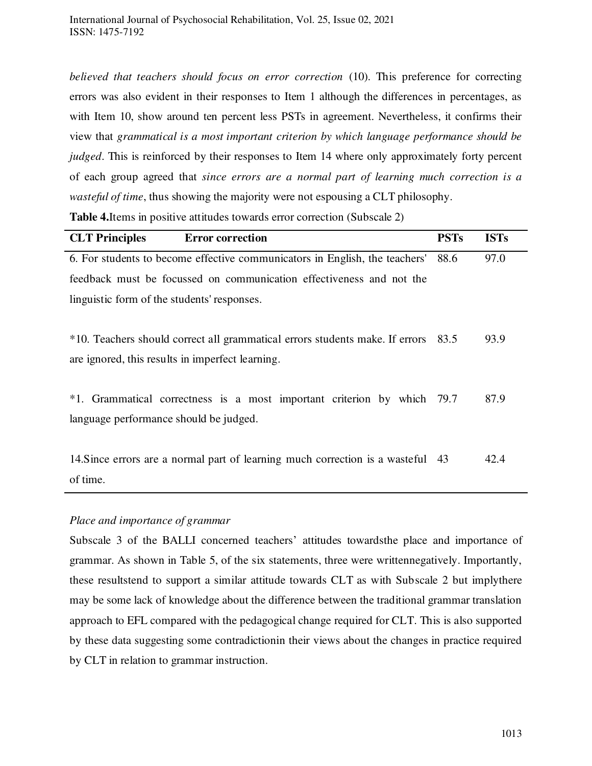*believed that teachers should focus on error correction* (10). This preference for correcting errors was also evident in their responses to Item 1 although the differences in percentages, as with Item 10, show around ten percent less PSTs in agreement. Nevertheless, it confirms their view that *grammatical is a most important criterion by which language performance should be judged*. This is reinforced by their responses to Item 14 where only approximately forty percent of each group agreed that *since errors are a normal part of learning much correction is a wasteful of time*, thus showing the majority were not espousing a CLT philosophy.

**Table 4.**Items in positive attitudes towards error correction (Subscale 2)

| CLT Principles Error correction | PSTs | ISTs |
|---|---|---|
| 6. For students to become effective communicators in English, the teachers' feedback must be focussed on communication effectiveness and not the linguistic form of the students' responses. | 88.6 | 97.0 |
| *10. Teachers should correct all grammatical errors students make. If errors are ignored, this results in imperfect learning. | 83.5 | 93.9 |
| *1. Grammatical correctness is a most important criterion by which language performance should be judged. | 79.7 | 87.9 |
| 14.Since errors are a normal part of learning much correction is a wasteful of time. | 43 | 42.4 |

*Place and importance of grammar*

Subscale 3 of the BALLI concerned teachers' attitudes towardsthe place and importance of grammar. As shown in Table 5, of the six statements, three were writtennegatively. Importantly, these resultstend to support a similar attitude towards CLT as with Subscale 2 but implythere may be some lack of knowledge about the difference between the traditional grammar translation approach to EFL compared with the pedagogical change required for CLT. This is also supported by these data suggesting some contradictionin their views about the changes in practice required by CLT in relation to grammar instruction.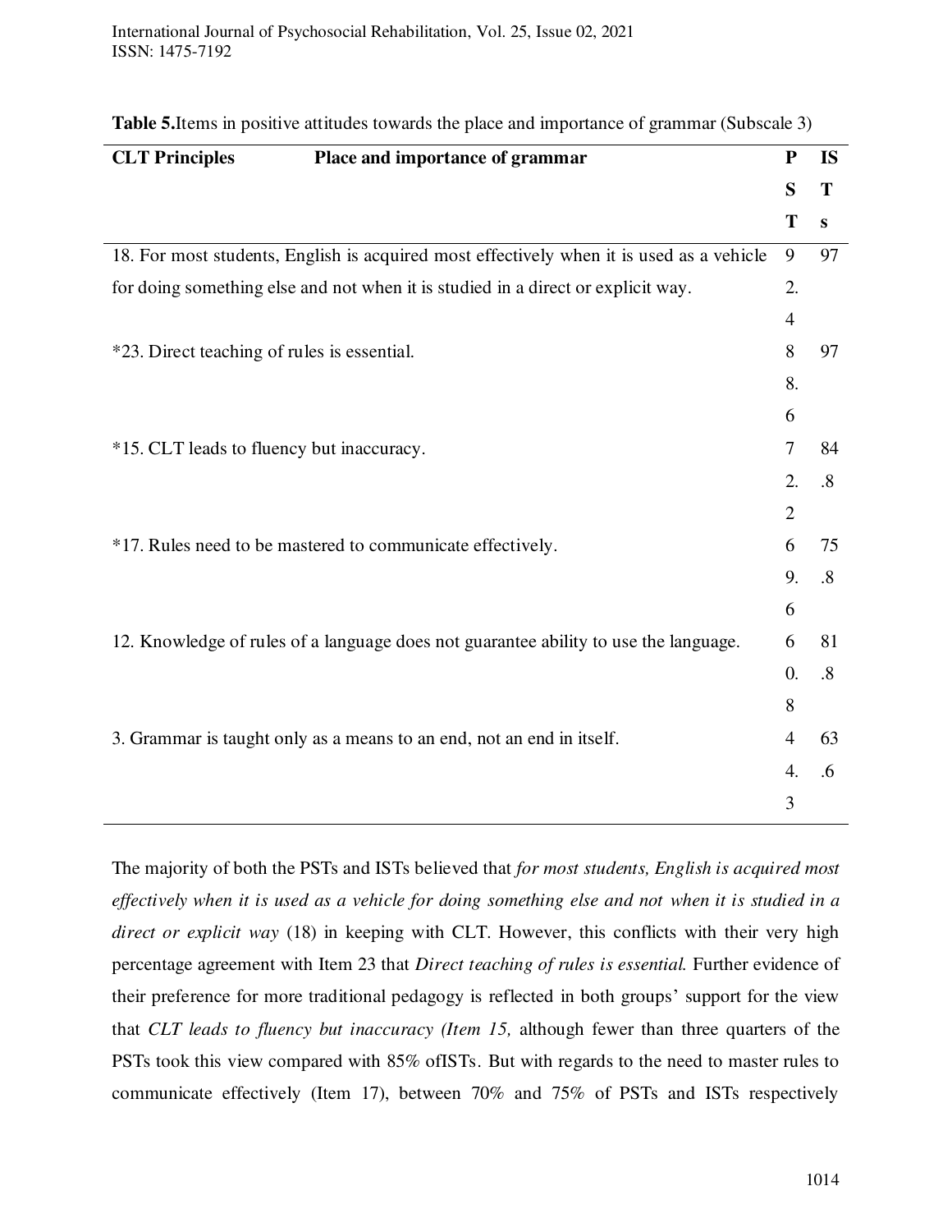**Table 5.** Items in positive attitudes towards the place and importance of grammar (Subscale 3)

| CLT Principles Place and importance of grammar | PST | ISTs |
|---|---|---|
| 18. For most students, English is acquired most effectively when it is used as a vehicle for doing something else and not when it is studied in a direct or explicit way. | 92.4 | 97 |
| *23. Direct teaching of rules is essential. | 88.6 | 97 |
| *15. CLT leads to fluency but inaccuracy. | 72.2 | 84.8 |
| *17. Rules need to be mastered to communicate effectively. | 69.6 | 75.8 |
| 12. Knowledge of rules of a language does not guarantee ability to use the language. | 60.8 | 81.8 |
| 3. Grammar is taught only as a means to an end, not an end in itself. | 44.3 | 63.6 |

The majority of both the PSTs and ISTs believed that *for most students, English is acquired most effectively when it is used as a vehicle for doing something else and not when it is studied in a direct or explicit way* (18) in keeping with CLT. However, this conflicts with their very high percentage agreement with Item 23 that *Direct teaching of rules is essential.* Further evidence of their preference for more traditional pedagogy is reflected in both groups' support for the view that *CLT leads to fluency but inaccuracy (Item 15,* although fewer than three quarters of the PSTs took this view compared with 85% ofISTs. But with regards to the need to master rules to communicate effectively (Item 17), between 70% and 75% of PSTs and ISTs respectively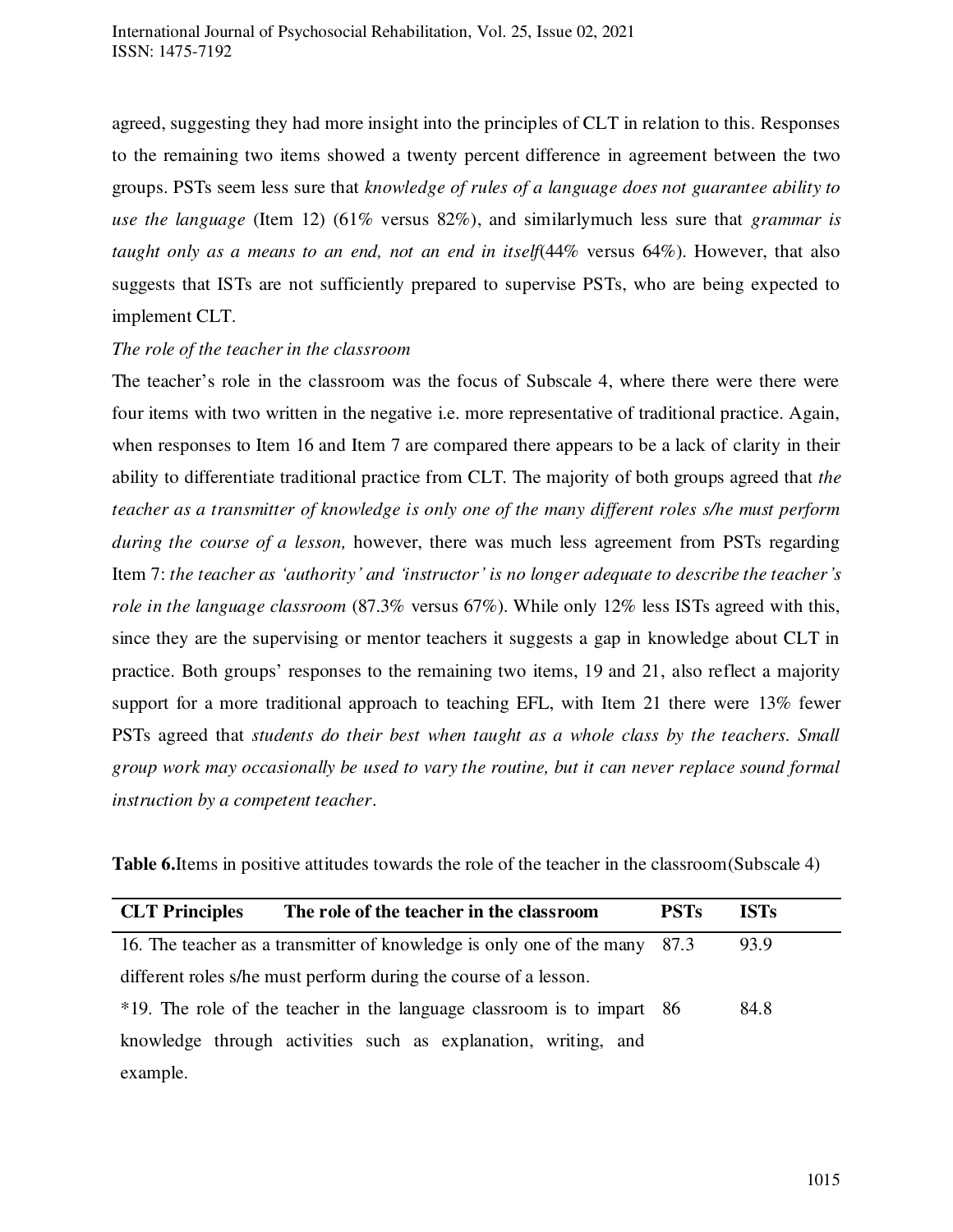agreed, suggesting they had more insight into the principles of CLT in relation to this. Responses to the remaining two items showed a twenty percent difference in agreement between the two groups. PSTs seem less sure that *knowledge of rules of a language does not guarantee ability to use the language* (Item 12) (61% versus 82%), and similarlymuch less sure that *grammar is taught only as a means to an end, not an end in itself*(44% versus 64%). However, that also suggests that ISTs are not sufficiently prepared to supervise PSTs, who are being expected to implement CLT.

*The role of the teacher in the classroom*

The teacher's role in the classroom was the focus of Subscale 4, where there were there were four items with two written in the negative i.e. more representative of traditional practice. Again, when responses to Item 16 and Item 7 are compared there appears to be a lack of clarity in their ability to differentiate traditional practice from CLT. The majority of both groups agreed that *the teacher as a transmitter of knowledge is only one of the many different roles s/he must perform during the course of a lesson,* however, there was much less agreement from PSTs regarding Item 7: *the teacher as 'authority' and 'instructor' is no longer adequate to describe the teacher's role in the language classroom* (87.3% versus 67%). While only 12% less ISTs agreed with this, since they are the supervising or mentor teachers it suggests a gap in knowledge about CLT in practice. Both groups' responses to the remaining two items, 19 and 21, also reflect a majority support for a more traditional approach to teaching EFL, with Item 21 there were 13% fewer PSTs agreed that *students do their best when taught as a whole class by the teachers. Small group work may occasionally be used to vary the routine, but it can never replace sound formal instruction by a competent teacher*.

**Table 6.**Items in positive attitudes towards the role of the teacher in the classroom(Subscale 4)

| **CLT Principles** **The role of the teacher in the classroom** | **PSTs** | **ISTs** |
|---|---|---|
| 16. The teacher as a transmitter of knowledge is only one of the many different roles s/he must perform during the course of a lesson. | 87.3 | 93.9 |
| *19. The role of the teacher in the language classroom is to impart knowledge through activities such as explanation, writing, and example. | 86 | 84.8 |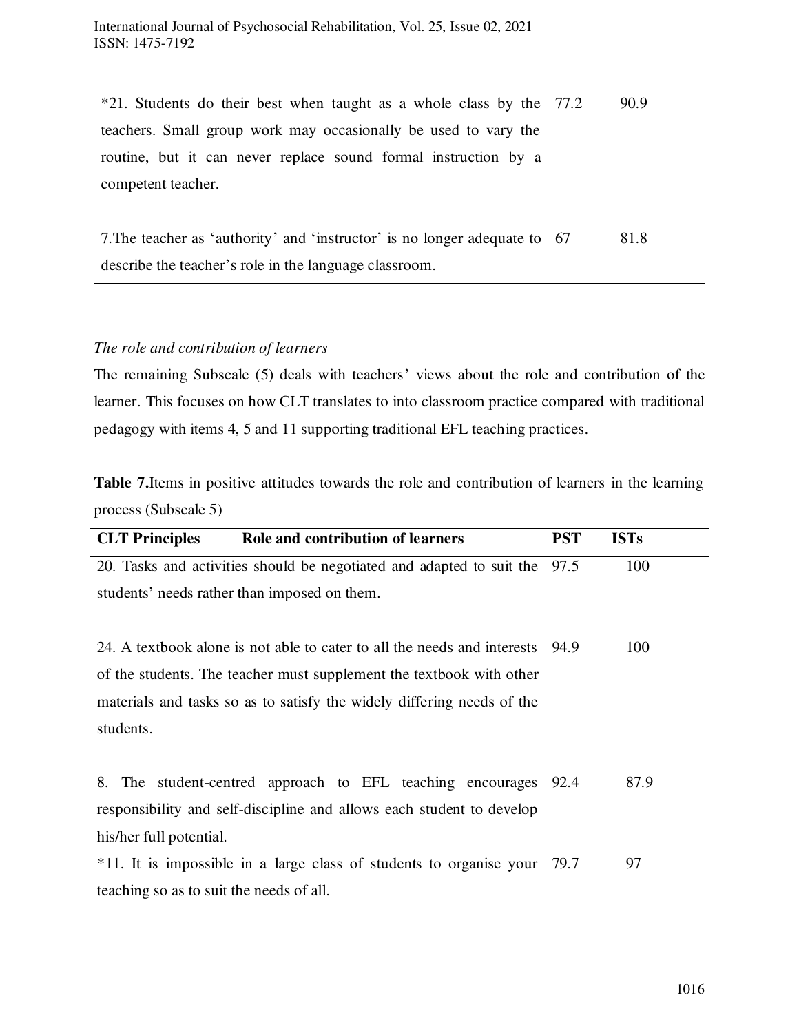| | | |
|---|---|---|
| *21. Students do their best when taught as a whole class by the teachers. Small group work may occasionally be used to vary the routine, but it can never replace sound formal instruction by a competent teacher. | 77.2 | 90.9 |
| 7.The teacher as 'authority' and 'instructor' is no longer adequate to describe the teacher's role in the language classroom. | 67 | 81.8 |

*The role and contribution of learners*

The remaining Subscale (5) deals with teachers' views about the role and contribution of the learner. This focuses on how CLT translates to into classroom practice compared with traditional pedagogy with items 4, 5 and 11 supporting traditional EFL teaching practices.

**Table 7.**Items in positive attitudes towards the role and contribution of learners in the learning process (Subscale 5)

| CLT Principles Role and contribution of learners | PST | ISTs |
|---|---|---|
| 20. Tasks and activities should be negotiated and adapted to suit the students' needs rather than imposed on them. | 97.5 | 100 |
| 24. A textbook alone is not able to cater to all the needs and interests of the students. The teacher must supplement the textbook with other materials and tasks so as to satisfy the widely differing needs of the students. | 94.9 | 100 |
| 8. The student-centred approach to EFL teaching encourages responsibility and self-discipline and allows each student to develop his/her full potential. | 92.4 | 87.9 |
| *11. It is impossible in a large class of students to organise your teaching so as to suit the needs of all. | 79.7 | 97 |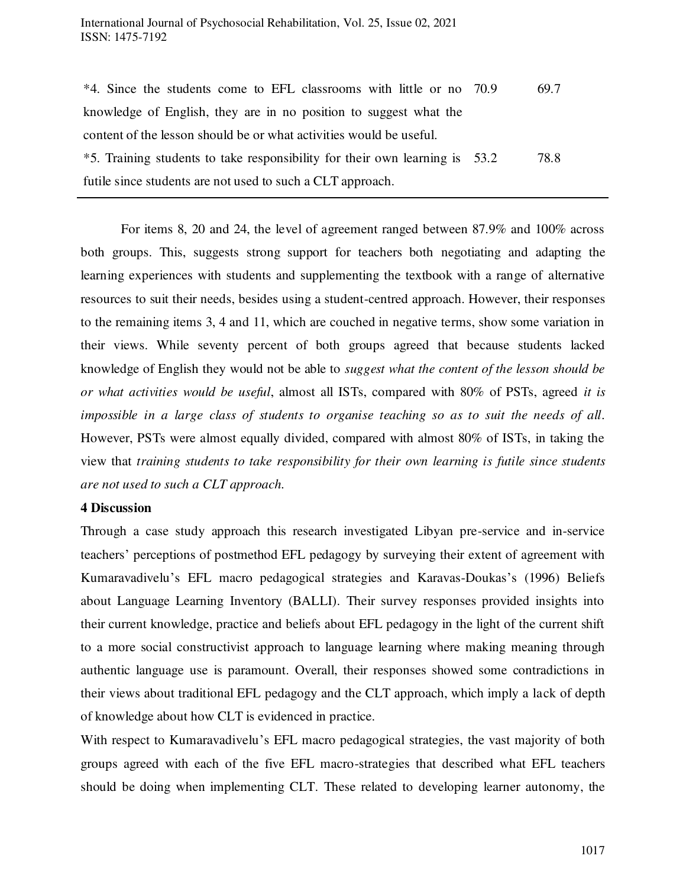| | | |
|---|---|---|
| *4. Since the students come to EFL classrooms with little or no knowledge of English, they are in no position to suggest what the content of the lesson should be or what activities would be useful. | 70.9 | 69.7 |
| *5. Training students to take responsibility for their own learning is futile since students are not used to such a CLT approach. | 53.2 | 78.8 |

For items 8, 20 and 24, the level of agreement ranged between 87.9% and 100% across both groups. This, suggests strong support for teachers both negotiating and adapting the learning experiences with students and supplementing the textbook with a range of alternative resources to suit their needs, besides using a student-centred approach. However, their responses to the remaining items 3, 4 and 11, which are couched in negative terms, show some variation in their views. While seventy percent of both groups agreed that because students lacked knowledge of English they would not be able to *suggest what the content of the lesson should be or what activities would be useful*, almost all ISTs, compared with 80% of PSTs, agreed *it is impossible in a large class of students to organise teaching so as to suit the needs of all*. However, PSTs were almost equally divided, compared with almost 80% of ISTs, in taking the view that *training students to take responsibility for their own learning is futile since students are not used to such a CLT approach.*

**4 Discussion**

Through a case study approach this research investigated Libyan pre-service and in-service teachers' perceptions of postmethod EFL pedagogy by surveying their extent of agreement with Kumaravadivelu's EFL macro pedagogical strategies and Karavas-Doukas's (1996) Beliefs about Language Learning Inventory (BALLI). Their survey responses provided insights into their current knowledge, practice and beliefs about EFL pedagogy in the light of the current shift to a more social constructivist approach to language learning where making meaning through authentic language use is paramount. Overall, their responses showed some contradictions in their views about traditional EFL pedagogy and the CLT approach, which imply a lack of depth of knowledge about how CLT is evidenced in practice.

With respect to Kumaravadivelu's EFL macro pedagogical strategies, the vast majority of both groups agreed with each of the five EFL macro-strategies that described what EFL teachers should be doing when implementing CLT. These related to developing learner autonomy, the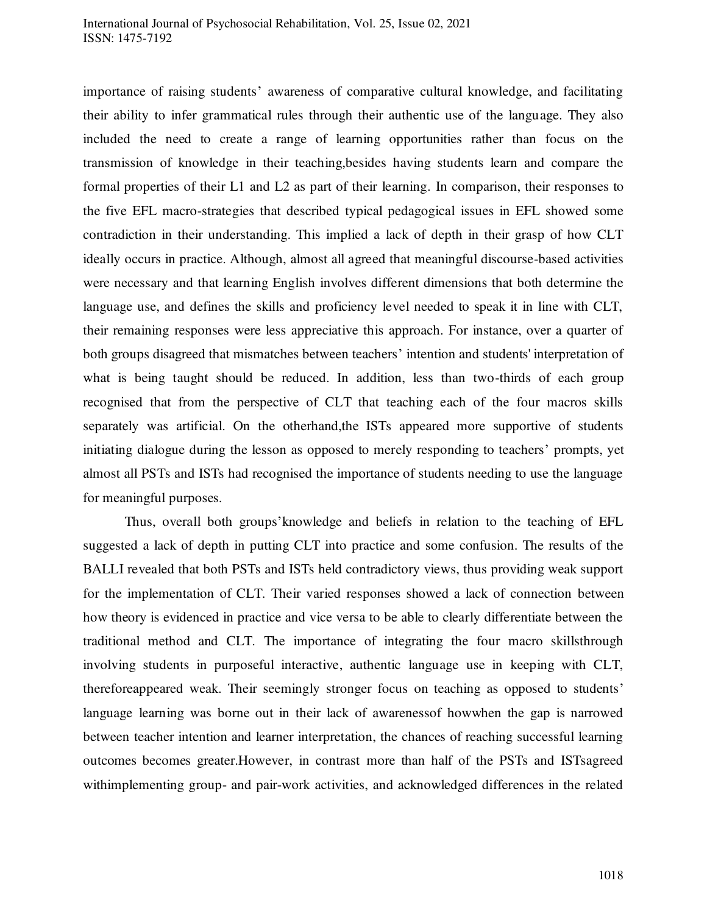importance of raising students' awareness of comparative cultural knowledge, and facilitating their ability to infer grammatical rules through their authentic use of the language. They also included the need to create a range of learning opportunities rather than focus on the transmission of knowledge in their teaching,besides having students learn and compare the formal properties of their L1 and L2 as part of their learning. In comparison, their responses to the five EFL macro-strategies that described typical pedagogical issues in EFL showed some contradiction in their understanding. This implied a lack of depth in their grasp of how CLT ideally occurs in practice. Although, almost all agreed that meaningful discourse-based activities were necessary and that learning English involves different dimensions that both determine the language use, and defines the skills and proficiency level needed to speak it in line with CLT, their remaining responses were less appreciative this approach. For instance, over a quarter of both groups disagreed that mismatches between teachers' intention and students' interpretation of what is being taught should be reduced. In addition, less than two-thirds of each group recognised that from the perspective of CLT that teaching each of the four macros skills separately was artificial. On the otherhand,the ISTs appeared more supportive of students initiating dialogue during the lesson as opposed to merely responding to teachers' prompts, yet almost all PSTs and ISTs had recognised the importance of students needing to use the language for meaningful purposes.

Thus, overall both groups'knowledge and beliefs in relation to the teaching of EFL suggested a lack of depth in putting CLT into practice and some confusion. The results of the BALLI revealed that both PSTs and ISTs held contradictory views, thus providing weak support for the implementation of CLT. Their varied responses showed a lack of connection between how theory is evidenced in practice and vice versa to be able to clearly differentiate between the traditional method and CLT. The importance of integrating the four macro skillsthrough involving students in purposeful interactive, authentic language use in keeping with CLT, thereforeappeared weak. Their seemingly stronger focus on teaching as opposed to students' language learning was borne out in their lack of awarenessof howwhen the gap is narrowed between teacher intention and learner interpretation, the chances of reaching successful learning outcomes becomes greater.However, in contrast more than half of the PSTs and ISTsagreed withimplementing group- and pair-work activities, and acknowledged differences in the related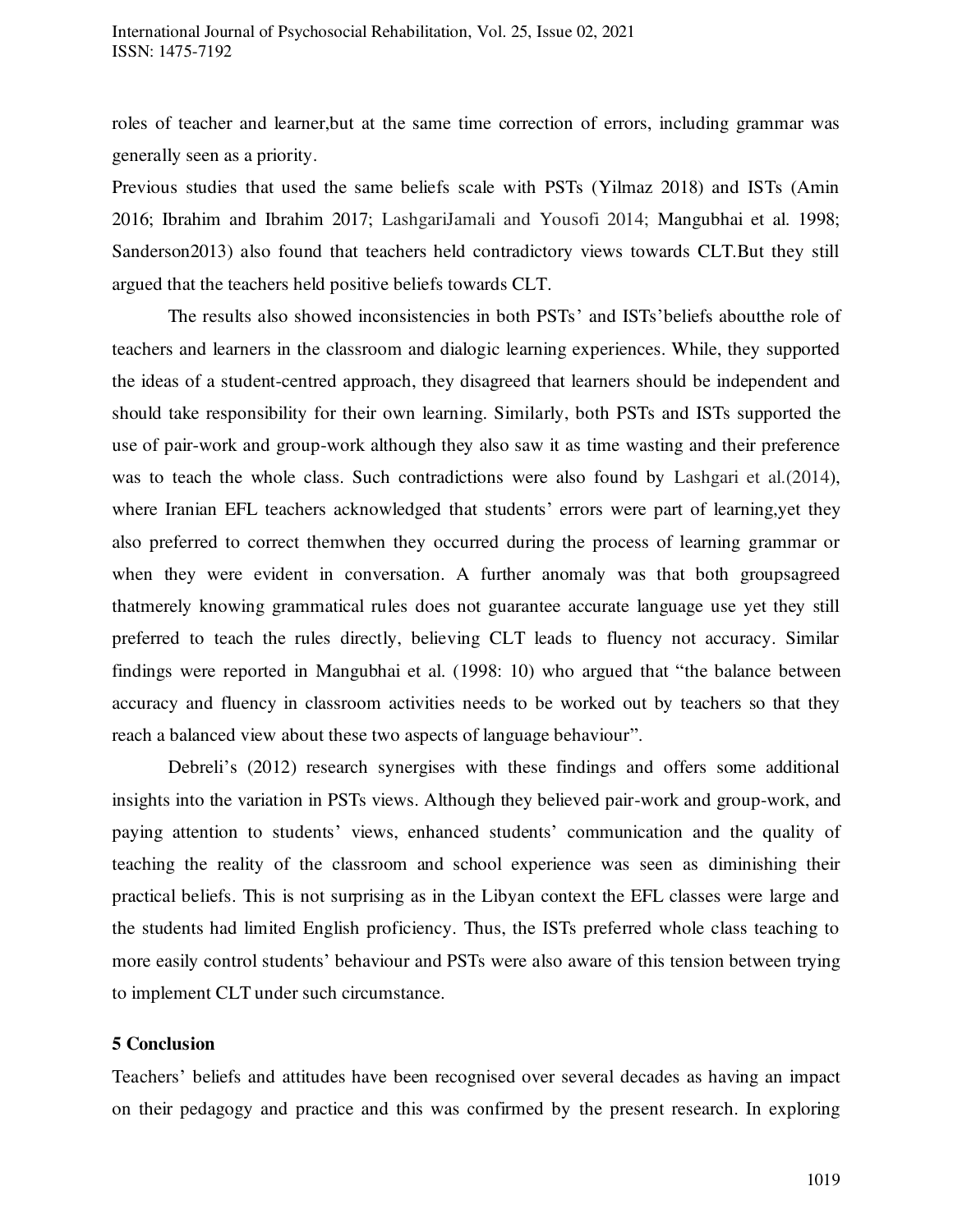roles of teacher and learner,but at the same time correction of errors, including grammar was generally seen as a priority.

Previous studies that used the same beliefs scale with PSTs (Yilmaz 2018) and ISTs (Amin 2016; Ibrahim and Ibrahim 2017; LashgariJamali and Yousofi 2014; Mangubhai et al. 1998; Sanderson2013) also found that teachers held contradictory views towards CLT.But they still argued that the teachers held positive beliefs towards CLT.

The results also showed inconsistencies in both PSTs' and ISTs'beliefs aboutthe role of teachers and learners in the classroom and dialogic learning experiences. While, they supported the ideas of a student-centred approach, they disagreed that learners should be independent and should take responsibility for their own learning. Similarly, both PSTs and ISTs supported the use of pair-work and group-work although they also saw it as time wasting and their preference was to teach the whole class. Such contradictions were also found by Lashgari et al.(2014), where Iranian EFL teachers acknowledged that students' errors were part of learning,yet they also preferred to correct themwhen they occurred during the process of learning grammar or when they were evident in conversation. A further anomaly was that both groupsagreed thatmerely knowing grammatical rules does not guarantee accurate language use yet they still preferred to teach the rules directly, believing CLT leads to fluency not accuracy. Similar findings were reported in Mangubhai et al. (1998: 10) who argued that "the balance between accuracy and fluency in classroom activities needs to be worked out by teachers so that they reach a balanced view about these two aspects of language behaviour".

Debreli's (2012) research synergises with these findings and offers some additional insights into the variation in PSTs views. Although they believed pair-work and group-work, and paying attention to students' views, enhanced students' communication and the quality of teaching the reality of the classroom and school experience was seen as diminishing their practical beliefs. This is not surprising as in the Libyan context the EFL classes were large and the students had limited English proficiency. Thus, the ISTs preferred whole class teaching to more easily control students' behaviour and PSTs were also aware of this tension between trying to implement CLT under such circumstance.

## 5 Conclusion

Teachers' beliefs and attitudes have been recognised over several decades as having an impact on their pedagogy and practice and this was confirmed by the present research. In exploring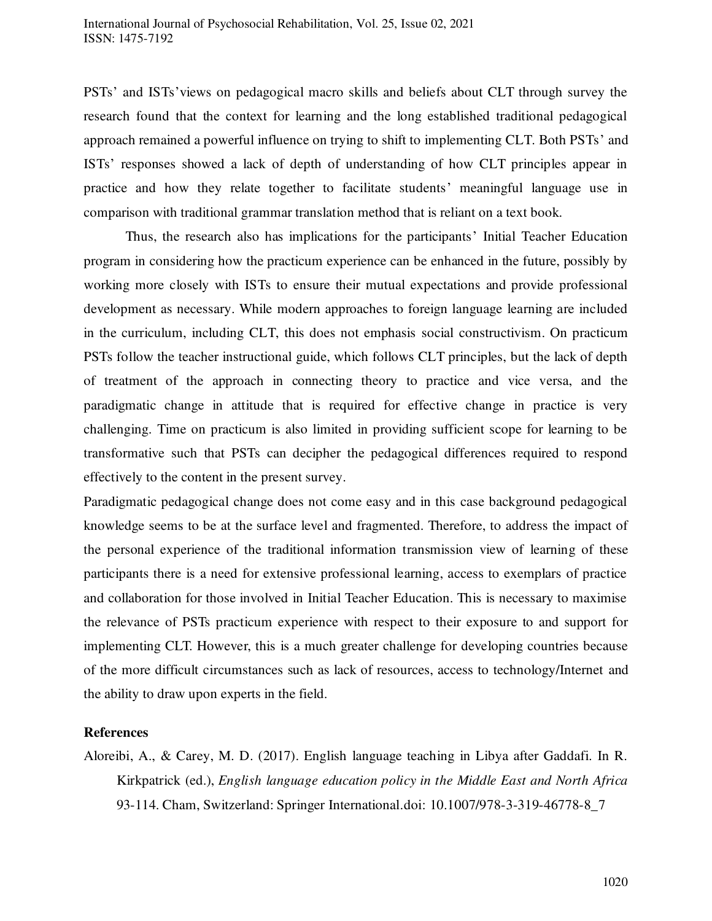PSTs' and ISTs'views on pedagogical macro skills and beliefs about CLT through survey the research found that the context for learning and the long established traditional pedagogical approach remained a powerful influence on trying to shift to implementing CLT. Both PSTs' and ISTs' responses showed a lack of depth of understanding of how CLT principles appear in practice and how they relate together to facilitate students' meaningful language use in comparison with traditional grammar translation method that is reliant on a text book.

Thus, the research also has implications for the participants' Initial Teacher Education program in considering how the practicum experience can be enhanced in the future, possibly by working more closely with ISTs to ensure their mutual expectations and provide professional development as necessary. While modern approaches to foreign language learning are included in the curriculum, including CLT, this does not emphasis social constructivism. On practicum PSTs follow the teacher instructional guide, which follows CLT principles, but the lack of depth of treatment of the approach in connecting theory to practice and vice versa, and the paradigmatic change in attitude that is required for effective change in practice is very challenging. Time on practicum is also limited in providing sufficient scope for learning to be transformative such that PSTs can decipher the pedagogical differences required to respond effectively to the content in the present survey.

Paradigmatic pedagogical change does not come easy and in this case background pedagogical knowledge seems to be at the surface level and fragmented. Therefore, to address the impact of the personal experience of the traditional information transmission view of learning of these participants there is a need for extensive professional learning, access to exemplars of practice and collaboration for those involved in Initial Teacher Education. This is necessary to maximise the relevance of PSTs practicum experience with respect to their exposure to and support for implementing CLT. However, this is a much greater challenge for developing countries because of the more difficult circumstances such as lack of resources, access to technology/Internet and the ability to draw upon experts in the field.

## References

Aloreibi, A., & Carey, M. D. (2017). English language teaching in Libya after Gaddafi. In R. Kirkpatrick (ed.), *English language education policy in the Middle East and North Africa* 93-114. Cham, Switzerland: Springer International.doi: 10.1007/978-3-319-46778-8_7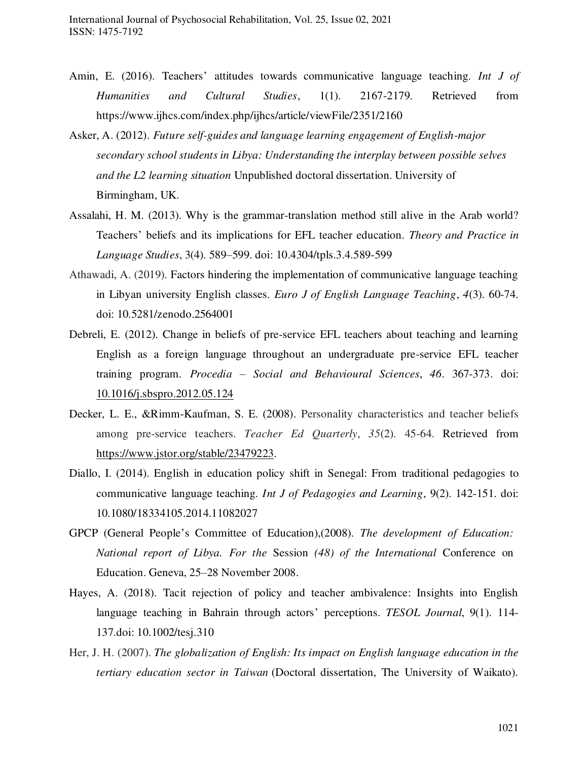Amin, E. (2016). Teachers' attitudes towards communicative language teaching. *Int J of Humanities and Cultural Studies*, 1(1). 2167-2179. Retrieved from https://www.ijhcs.com/index.php/ijhcs/article/viewFile/2351/2160

Asker, A. (2012). *Future self-guides and language learning engagement of English-major secondary school students in Libya: Understanding the interplay between possible selves and the L2 learning situation* Unpublished doctoral dissertation. University of Birmingham, UK.

Assalahi, H. M. (2013). Why is the grammar-translation method still alive in the Arab world? Teachers' beliefs and its implications for EFL teacher education. *Theory and Practice in Language Studies*, 3(4). 589–599. doi: 10.4304/tpls.3.4.589-599

Athawadi, A. (2019). Factors hindering the implementation of communicative language teaching in Libyan university English classes. *Euro J of English Language Teaching*, *4*(3). 60-74. doi: 10.5281/zenodo.2564001

Debreli, E. (2012). Change in beliefs of pre-service EFL teachers about teaching and learning English as a foreign language throughout an undergraduate pre-service EFL teacher training program. *Procedia – Social and Behavioural Sciences*, *46*. 367-373. doi: 10.1016/j.sbspro.2012.05.124

Decker, L. E., &Rimm-Kaufman, S. E. (2008). Personality characteristics and teacher beliefs among pre-service teachers. *Teacher Ed Quarterly*, *35*(2). 45-64. Retrieved from https://www.jstor.org/stable/23479223.

Diallo, I. (2014). English in education policy shift in Senegal: From traditional pedagogies to communicative language teaching. *Int J of Pedagogies and Learning*, 9(2). 142-151. doi: 10.1080/18334105.2014.11082027

GPCP (General People's Committee of Education),(2008). *The development of Education: National report of Libya. For the* Session *(48) of the International* Conference on Education. Geneva, 25–28 November 2008.

Hayes, A. (2018). Tacit rejection of policy and teacher ambivalence: Insights into English language teaching in Bahrain through actors' perceptions. *TESOL Journal*, 9(1). 114-137.doi: 10.1002/tesj.310

Her, J. H. (2007). *The globalization of English: Its impact on English language education in the tertiary education sector in Taiwan* (Doctoral dissertation, The University of Waikato).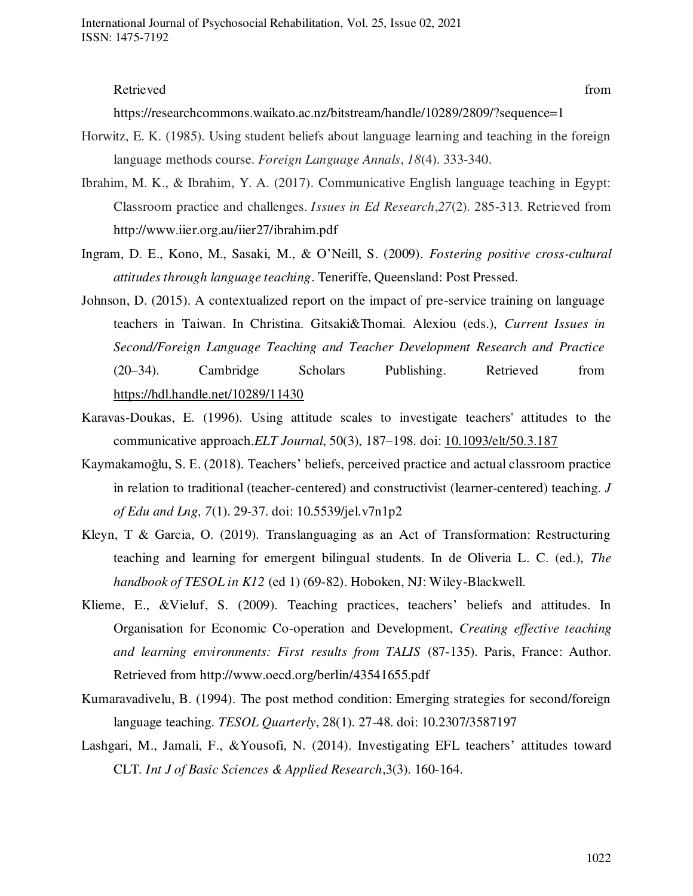Retrieved from https://researchcommons.waikato.ac.nz/bitstream/handle/10289/2809/?sequence=1

Horwitz, E. K. (1985). Using student beliefs about language learning and teaching in the foreign language methods course. *Foreign Language Annals*, *18*(4). 333-340.

Ibrahim, M. K., & Ibrahim, Y. A. (2017). Communicative English language teaching in Egypt: Classroom practice and challenges. *Issues in Ed Research*,*27*(2). 285-313. Retrieved from http://www.iier.org.au/iier27/ibrahim.pdf

Ingram, D. E., Kono, M., Sasaki, M., & O'Neill, S. (2009). *Fostering positive cross-cultural attitudes through language teaching*. Teneriffe, Queensland: Post Pressed.

Johnson, D. (2015). A contextualized report on the impact of pre-service training on language teachers in Taiwan. In Christina. Gitsaki&Thomai. Alexiou (eds.), *Current Issues in Second/Foreign Language Teaching and Teacher Development Research and Practice* (20–34). Cambridge Scholars Publishing. Retrieved from https://hdl.handle.net/10289/11430

Karavas-Doukas, E. (1996). Using attitude scales to investigate teachers' attitudes to the communicative approach.*ELT Journal*, 50(3), 187–198. doi: 10.1093/elt/50.3.187

Kaymakamoğlu, S. E. (2018). Teachers' beliefs, perceived practice and actual classroom practice in relation to traditional (teacher-centered) and constructivist (learner-centered) teaching. *J of Edu and Lng, 7*(1). 29-37. doi: 10.5539/jel.v7n1p2

Kleyn, T & Garcia, O. (2019). Translanguaging as an Act of Transformation: Restructuring teaching and learning for emergent bilingual students. In de Oliveria L. C. (ed.), *The handbook of TESOL in K12* (ed 1) (69-82). Hoboken, NJ: Wiley-Blackwell.

Klieme, E., &Vieluf, S. (2009). Teaching practices, teachers' beliefs and attitudes. In Organisation for Economic Co-operation and Development, *Creating effective teaching and learning environments: First results from TALIS* (87-135). Paris, France: Author. Retrieved from http://www.oecd.org/berlin/43541655.pdf

Kumaravadivelu, B. (1994). The post method condition: Emerging strategies for second/foreign language teaching. *TESOL Quarterly*, 28(1). 27-48. doi: 10.2307/3587197

Lashgari, M., Jamali, F., &Yousofi, N. (2014). Investigating EFL teachers' attitudes toward CLT. *Int J of Basic Sciences & Applied Research*,3(3). 160-164.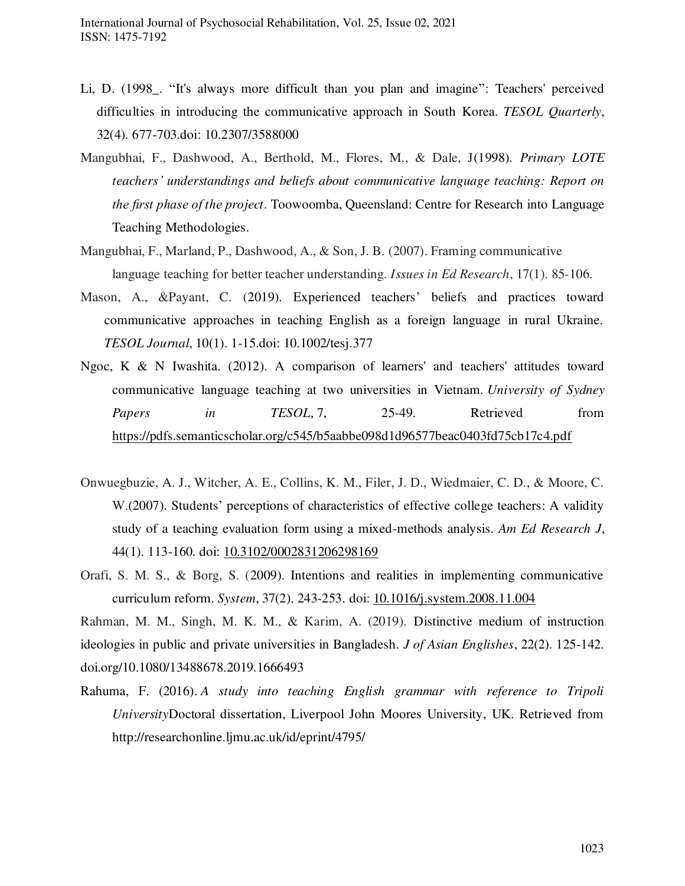Li, D. (1998_. "It's always more difficult than you plan and imagine": Teachers' perceived difficulties in introducing the communicative approach in South Korea. *TESOL Quarterly*, 32(4). 677-703.doi: 10.2307/3588000

Mangubhai, F., Dashwood, A., Berthold, M., Flores, M., & Dale, J(1998). *Primary LOTE teachers' understandings and beliefs about communicative language teaching: Report on the first phase of the project*. Toowoomba, Queensland: Centre for Research into Language Teaching Methodologies.

Mangubhai, F., Marland, P., Dashwood, A., & Son, J. B. (2007). Framing communicative language teaching for better teacher understanding. *Issues in Ed Research*, 17(1). 85-106.

Mason, A., &Payant, C. (2019). Experienced teachers' beliefs and practices toward communicative approaches in teaching English as a foreign language in rural Ukraine. *TESOL Journal*, 10(1). 1-15.doi: 10.1002/tesj.377

Ngoc, K & N Iwashita. (2012). A comparison of learners' and teachers' attitudes toward communicative language teaching at two universities in Vietnam. *University of Sydney Papers in TESOL*, 7, 25-49. Retrieved from https://pdfs.semanticscholar.org/c545/b5aabbe098d1d96577beac0403fd75cb17c4.pdf

Onwuegbuzie, A. J., Witcher, A. E., Collins, K. M., Filer, J. D., Wiedmaier, C. D., & Moore, C. W.(2007). Students' perceptions of characteristics of effective college teachers: A validity study of a teaching evaluation form using a mixed-methods analysis. *Am Ed Research J*, 44(1). 113-160. doi: 10.3102/0002831206298169

Orafi, S. M. S., & Borg, S. (2009). Intentions and realities in implementing communicative curriculum reform. *System*, 37(2). 243-253. doi: 10.1016/j.system.2008.11.004

Rahman, M. M., Singh, M. K. M., & Karim, A. (2019). Distinctive medium of instruction ideologies in public and private universities in Bangladesh. *J of Asian Englishes*, 22(2). 125-142. doi.org/10.1080/13488678.2019.1666493

Rahuma, F. (2016). *A study into teaching English grammar with reference to Tripoli University*Doctoral dissertation, Liverpool John Moores University, UK. Retrieved from http://researchonline.ljmu.ac.uk/id/eprint/4795/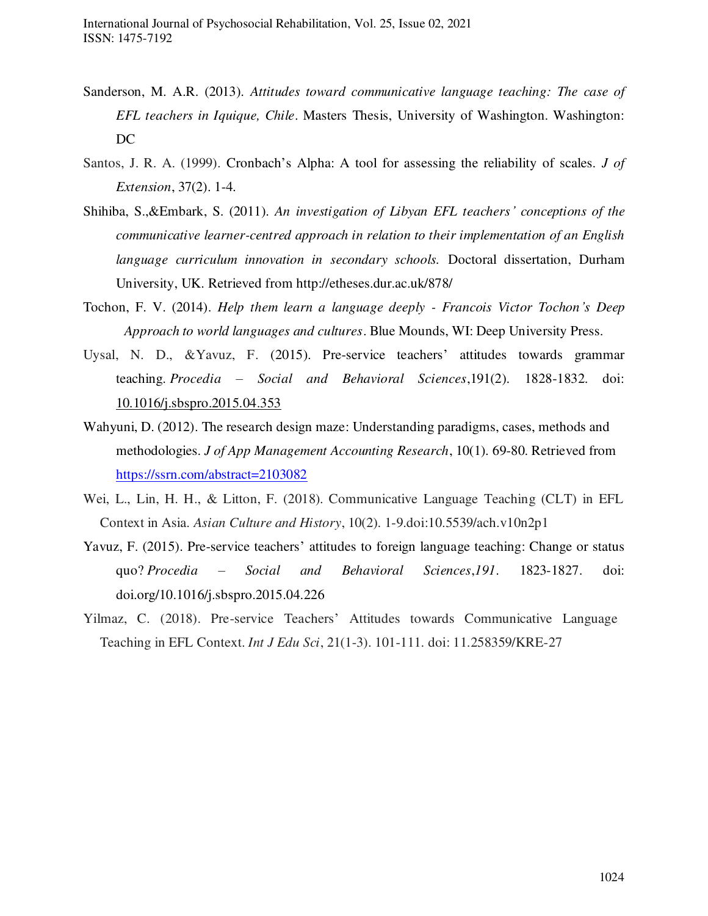Sanderson, M. A.R. (2013). *Attitudes toward communicative language teaching: The case of EFL teachers in Iquique, Chile*. Masters Thesis, University of Washington. Washington: DC

Santos, J. R. A. (1999). Cronbach's Alpha: A tool for assessing the reliability of scales. *J of Extension*, 37(2). 1-4.

Shihiba, S.,&Embark, S. (2011). *An investigation of Libyan EFL teachers' conceptions of the communicative learner-centred approach in relation to their implementation of an English language curriculum innovation in secondary schools.* Doctoral dissertation, Durham University, UK. Retrieved from http://etheses.dur.ac.uk/878/

Tochon, F. V. (2014). *Help them learn a language deeply - Francois Victor Tochon's Deep Approach to world languages and cultures*. Blue Mounds, WI: Deep University Press.

Uysal, N. D., &Yavuz, F. (2015). Pre-service teachers' attitudes towards grammar teaching. *Procedia – Social and Behavioral Sciences*,191(2). 1828-1832. doi: 10.1016/j.sbspro.2015.04.353

Wahyuni, D. (2012). The research design maze: Understanding paradigms, cases, methods and methodologies. *J of App Management Accounting Research*, 10(1). 69-80. Retrieved from https://ssrn.com/abstract=2103082

Wei, L., Lin, H. H., & Litton, F. (2018). Communicative Language Teaching (CLT) in EFL Context in Asia. *Asian Culture and History*, 10(2). 1-9.doi:10.5539/ach.v10n2p1

Yavuz, F. (2015). Pre-service teachers' attitudes to foreign language teaching: Change or status quo? *Procedia – Social and Behavioral Sciences*,*191*. 1823-1827. doi: doi.org/10.1016/j.sbspro.2015.04.226

Yilmaz, C. (2018). Pre-service Teachers' Attitudes towards Communicative Language Teaching in EFL Context. *Int J Edu Sci*, 21(1-3). 101-111. doi: 11.258359/KRE-27